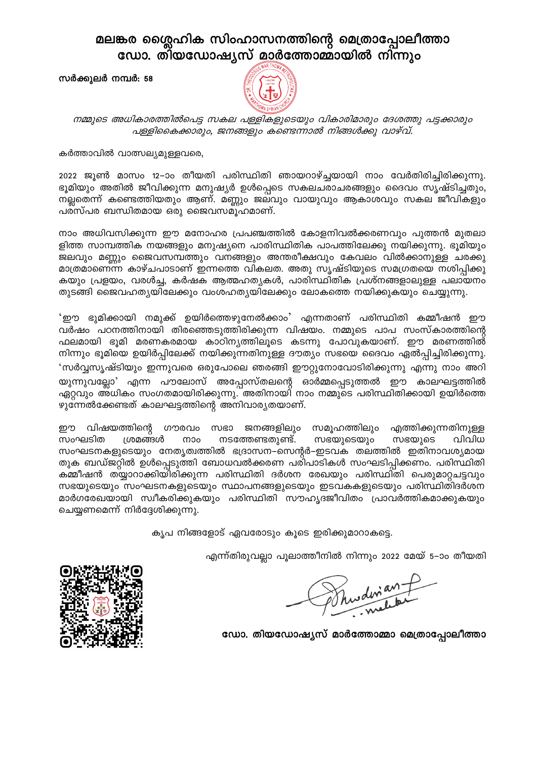# മലങ്കര ശ്ലൈഹിക സിംഹാസനത്തിന്റെ മെത്രാപ്പോലീത്താ ഡോ. തിയഡോഷ്യസ് മാർത്തോമ്മായിൽ നിന്നും

**സർക്കുലർ നമ്പർ: 58**

*നമ്മുടെ അധികാരത്തിൽപെട്ട സകല പള്ളികളുടെയും വികാരിമാരും ദേശത്തു പട്ടക്കാരും പള്ളികൈക്കാരും, ജനങ്ങളും കണ്ടെന്നാൽ നിങ്ങൾക്കു വാഴ്വ്.*

കർത്താവിൽ വാത്സല്യമുള്ളവരെ,

2022 ജൂൺ മാസം 12–ാം തീയതി പരിസ്ഥിതി ഞായറാഴ്ച്ചയായി നാം വേർതിരിച്ചിരിക്കുന്നു. ഭൂമിയും അതിൽ ജീവിക്കുന്ന മനുഷ്യർ ഉൾപ്പെടെ സകലചരാചരങ്ങളും ദൈവം സൃഷ്ടിച്ചതും, നല്ലതെന്ന് കണ്ടെത്തിയതും ആണ്. മണ്ണും ജലവും വായുവും ആകാശവും സകല ജീവികളും പരസ്പര ബന്ധിതമായ ഒരു ജൈവസമൂഹമാണ്.

നാം അധിവസിക്കുന്ന ഈ മനോഹര പ്രപഞ്ചത്തിൽ കോളനിവൽക്കരണവും പുത്തൻ മുതലാളിത്ത സാമ്പത്തിക നയങ്ങളും മനുഷ്യനെ പാരിസ്ഥിതിക പാപത്തിലേക്കു നയിക്കുന്നു. ഭൂമിയും ജലവും മണ്ണും ജൈവസമ്പത്തും വനങ്ങളും അന്തരീക്ഷവും കേവലം വിൽക്കാനുള്ള ചരക്കു മാത്രമാണെന്ന കാഴ്ചപാടാണ് ഇന്നത്തെ വികലത. അതു സൃഷ്ടിയുടെ സമഗ്രതയെ നശിപ്പിക്കുകയും പ്രളയം, വരൾച്ച, കർഷക ആത്മഹത്യകൾ, പാരിസ്ഥിതിക പ്രശ്നങ്ങളാലുള്ള പലായനം തുടങ്ങി ജൈവഹത്യയിലേക്കും വംശഹത്യയിലേക്കും ലോകത്തെ നയിക്കുകയും ചെയ്യുന്നു.

'ഈ ഭൂമിക്കായി നമുക്ക് ഉയിർത്തെഴുനേൽക്കാം' എന്നതാണ് പരിസ്ഥിതി കമ്മീഷൻ ഈ വർഷം പഠനത്തിനായി തിരഞ്ഞെടുത്തിരിക്കുന്ന വിഷയം. നമ്മുടെ പാപ സംസ്കാരത്തിന്റെ ഫലമായി ഭൂമി മരണകരമായ കാഠിന്യത്തിലൂടെ കടന്നു പോവുകയാണ്. ഈ മരണത്തിൽ നിന്നും ഭൂമിയെ ഉയിർപ്പിലേക്ക് നയിക്കുന്നതിനുള്ള ദൗത്യം സഭയെ ദൈവം ഏൽപ്പിച്ചിരിക്കുന്നു. 'സർവ്വസൃഷ്ടിയും ഇന്നുവരെ ഒരുപോലെ ഞരങ്ങി ഈറ്റുനോവോടിരിക്കുന്നു എന്നു നാം അറിയുന്നുവല്ലോ' എന്ന പൗലോസ് അപ്പോസ്തലന്റെ ഓർമ്മപ്പെടുത്തൽ ഈ കാലഘട്ടത്തിൽ ഏറ്റവും അധികം സംഗതമായിരിക്കുന്നു. അതിനായി നാം നമ്മുടെ പരിസ്ഥിതിക്കായി ഉയിർത്തെഴുന്നേൽക്കേണ്ടത് കാലഘട്ടത്തിന്റെ അനിവാര്യതയാണ്.

ഈ വിഷയത്തിന്റെ ഗൗരവം സഭാ ജനങ്ങളിലും സമൂഹത്തിലും എത്തിക്കുന്നതിനുള്ള സംഘടിത ശ്രമങ്ങൾ നാം നടത്തേണ്ടതുണ്ട്. സഭയുടെയും സഭയുടെ വിവിധ സംഘടനകളുടെയും നേതൃത്വത്തിൽ ഭദ്രാസന–സെന്റർ–ഇടവക തലത്തിൽ ഇതിനാവശ്യമായ തുക ബഡ്ജറ്റിൽ ഉൾപ്പെടുത്തി ബോധവൽക്കരണ പരിപാടികൾ സംഘടിപ്പിക്കണം. പരിസ്ഥിതി കമ്മീഷൻ തയ്യാറാക്കിയിരിക്കുന്ന പരിസ്ഥിതി ദർശന രേഖയും പരിസ്ഥിതി പെരുമാറ്റച്ചട്ടവും സഭയുടെയും സംഘടനകളുടെയും സ്ഥാപനങ്ങളുടെയും ഇടവകകളുടെയും പരിസ്ഥിതിദർശന മാർഗരേഖയായി സ്വീകരിക്കുകയും പരിസ്ഥിതി സൗഹൃദജീവിതം പ്രാവർത്തികമാക്കുകയും ചെയ്യണമെന്ന് നിർദ്ദേശിക്കുന്നു.

കൃപ നിങ്ങളോട് ഏവരോടും കൂടെ ഇരിക്കുമാറാകട്ടെ.

എന്ന് തിരുവല്ലാ പൂലാത്തീനിൽ നിന്നും 2022 മേയ് 5–ാം തീയതി

**ഡോ. തിയഡോഷ്യസ് മാർത്തോമ്മാ മെത്രാപ്പോലീത്താ**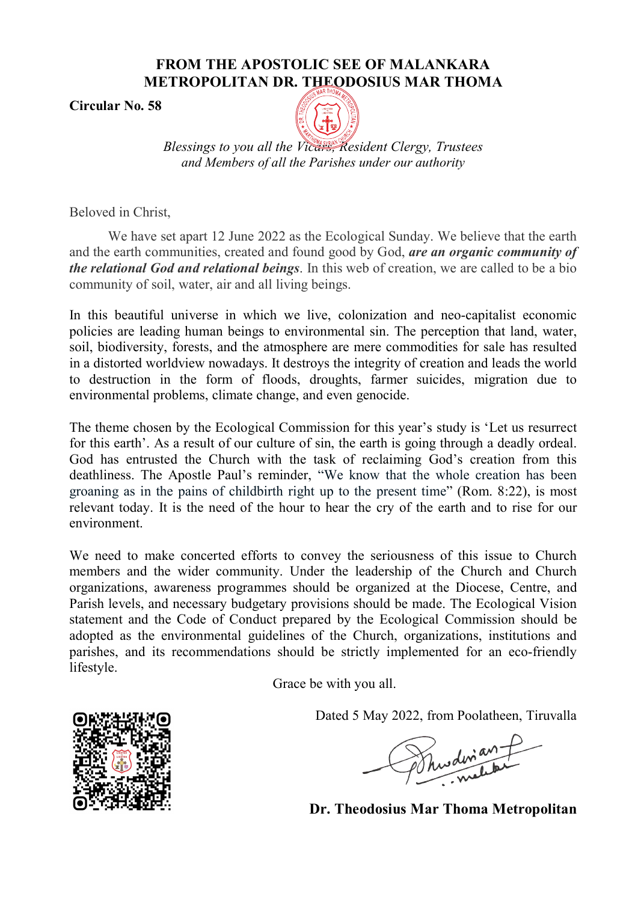# FROM THE APOSTOLIC SEE OF MALANKARA
# METROPOLITAN DR. THEODOSIUS MAR THOMA

**Circular No. 58**

*Blessings to you all the Vicars, Resident Clergy, Trustees and Members of all the Parishes under our authority*

Beloved in Christ,

We have set apart 12 June 2022 as the Ecological Sunday. We believe that the earth and the earth communities, created and found good by God, ***are an organic community of the relational God and relational beings***. In this web of creation, we are called to be a bio community of soil, water, air and all living beings.

In this beautiful universe in which we live, colonization and neo-capitalist economic policies are leading human beings to environmental sin. The perception that land, water, soil, biodiversity, forests, and the atmosphere are mere commodities for sale has resulted in a distorted worldview nowadays. It destroys the integrity of creation and leads the world to destruction in the form of floods, droughts, farmer suicides, migration due to environmental problems, climate change, and even genocide.

The theme chosen by the Ecological Commission for this year's study is 'Let us resurrect for this earth'. As a result of our culture of sin, the earth is going through a deadly ordeal. God has entrusted the Church with the task of reclaiming God's creation from this deathliness. The Apostle Paul's reminder, "We know that the whole creation has been groaning as in the pains of childbirth right up to the present time" (Rom. 8:22), is most relevant today. It is the need of the hour to hear the cry of the earth and to rise for our environment.

We need to make concerted efforts to convey the seriousness of this issue to Church members and the wider community. Under the leadership of the Church and Church organizations, awareness programmes should be organized at the Diocese, Centre, and Parish levels, and necessary budgetary provisions should be made. The Ecological Vision statement and the Code of Conduct prepared by the Ecological Commission should be adopted as the environmental guidelines of the Church, organizations, institutions and parishes, and its recommendations should be strictly implemented for an eco-friendly lifestyle.

Grace be with you all.

Dated 5 May 2022, from Poolatheen, Tiruvalla

**Dr. Theodosius Mar Thoma Metropolitan**